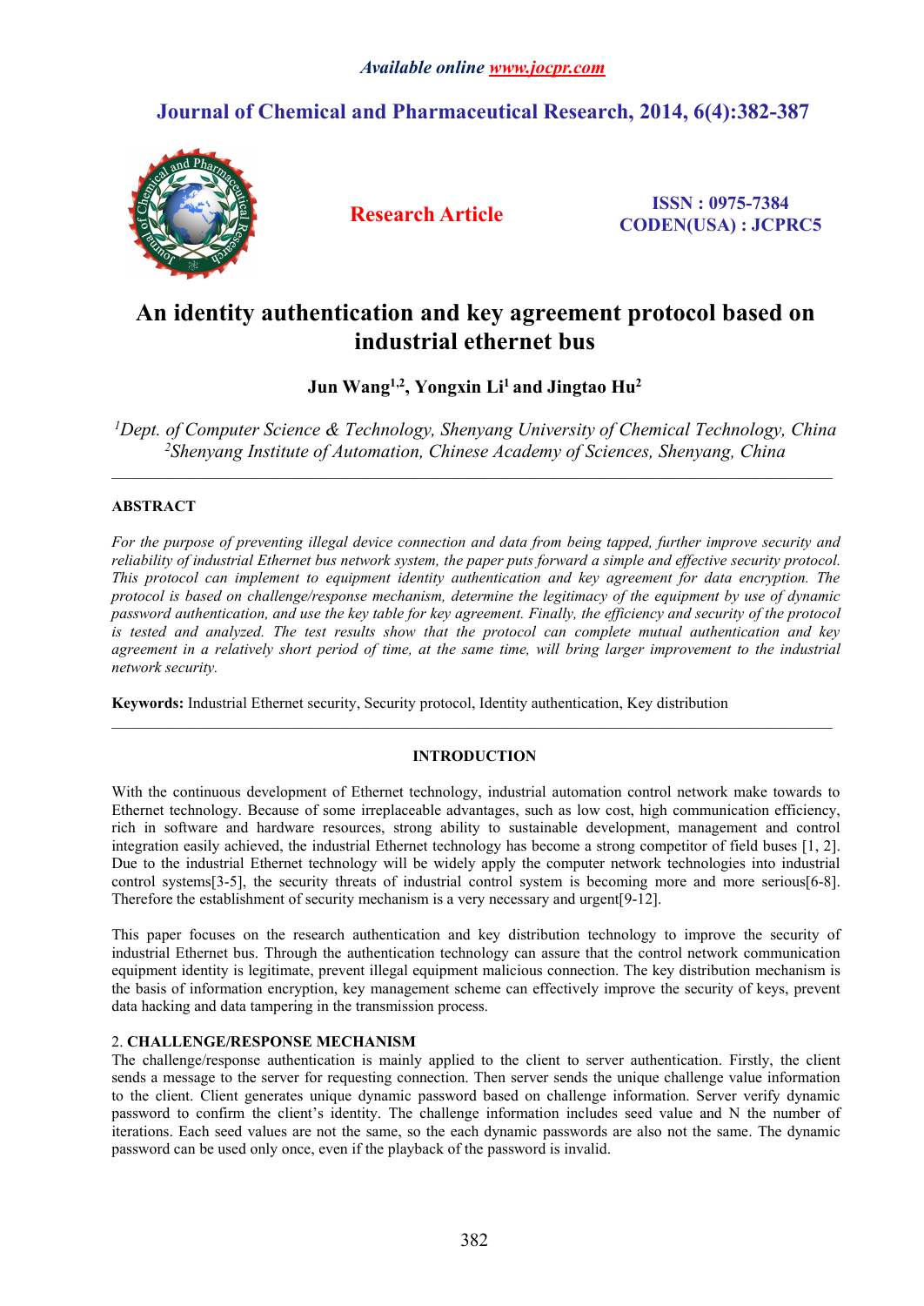# An identity authentication and key agreement protocol based on industrial ethernet bus

**Jun Wang[1,2], Yongxin Li[1] and Jingtao Hu[2]**

*[1]Dept. of Computer Science & Technology, Shenyang University of Chemical Technology, China*
*[2]Shenyang Institute of Automation, Chinese Academy of Sciences, Shenyang, China*

---

## ABSTRACT

*For the purpose of preventing illegal device connection and data from being tapped, further improve security and reliability of industrial Ethernet bus network system, the paper puts forward a simple and effective security protocol. This protocol can implement to equipment identity authentication and key agreement for data encryption. The protocol is based on challenge/response mechanism, determine the legitimacy of the equipment by use of dynamic password authentication, and use the key table for key agreement. Finally, the efficiency and security of the protocol is tested and analyzed. The test results show that the protocol can complete mutual authentication and key agreement in a relatively short period of time, at the same time, will bring larger improvement to the industrial network security.*

**Keywords:** Industrial Ethernet security, Security protocol, Identity authentication, Key distribution

---

## INTRODUCTION

With the continuous development of Ethernet technology, industrial automation control network make towards to Ethernet technology. Because of some irreplaceable advantages, such as low cost, high communication efficiency, rich in software and hardware resources, strong ability to sustainable development, management and control integration easily achieved, the industrial Ethernet technology has become a strong competitor of field buses [1, 2]. Due to the industrial Ethernet technology will be widely apply the computer network technologies into industrial control systems[3-5], the security threats of industrial control system is becoming more and more serious[6-8]. Therefore the establishment of security mechanism is a very necessary and urgent[9-12].

This paper focuses on the research authentication and key distribution technology to improve the security of industrial Ethernet bus. Through the authentication technology can assure that the control network communication equipment identity is legitimate, prevent illegal equipment malicious connection. The key distribution mechanism is the basis of information encryption, key management scheme can effectively improve the security of keys, prevent data hacking and data tampering in the transmission process.

## 2. CHALLENGE/RESPONSE MECHANISM

The challenge/response authentication is mainly applied to the client to server authentication. Firstly, the client sends a message to the server for requesting connection. Then server sends the unique challenge value information to the client. Client generates unique dynamic password based on challenge information. Server verify dynamic password to confirm the client's identity. The challenge information includes seed value and N the number of iterations. Each seed values are not the same, so the each dynamic passwords are also not the same. The dynamic password can be used only once, even if the playback of the password is invalid.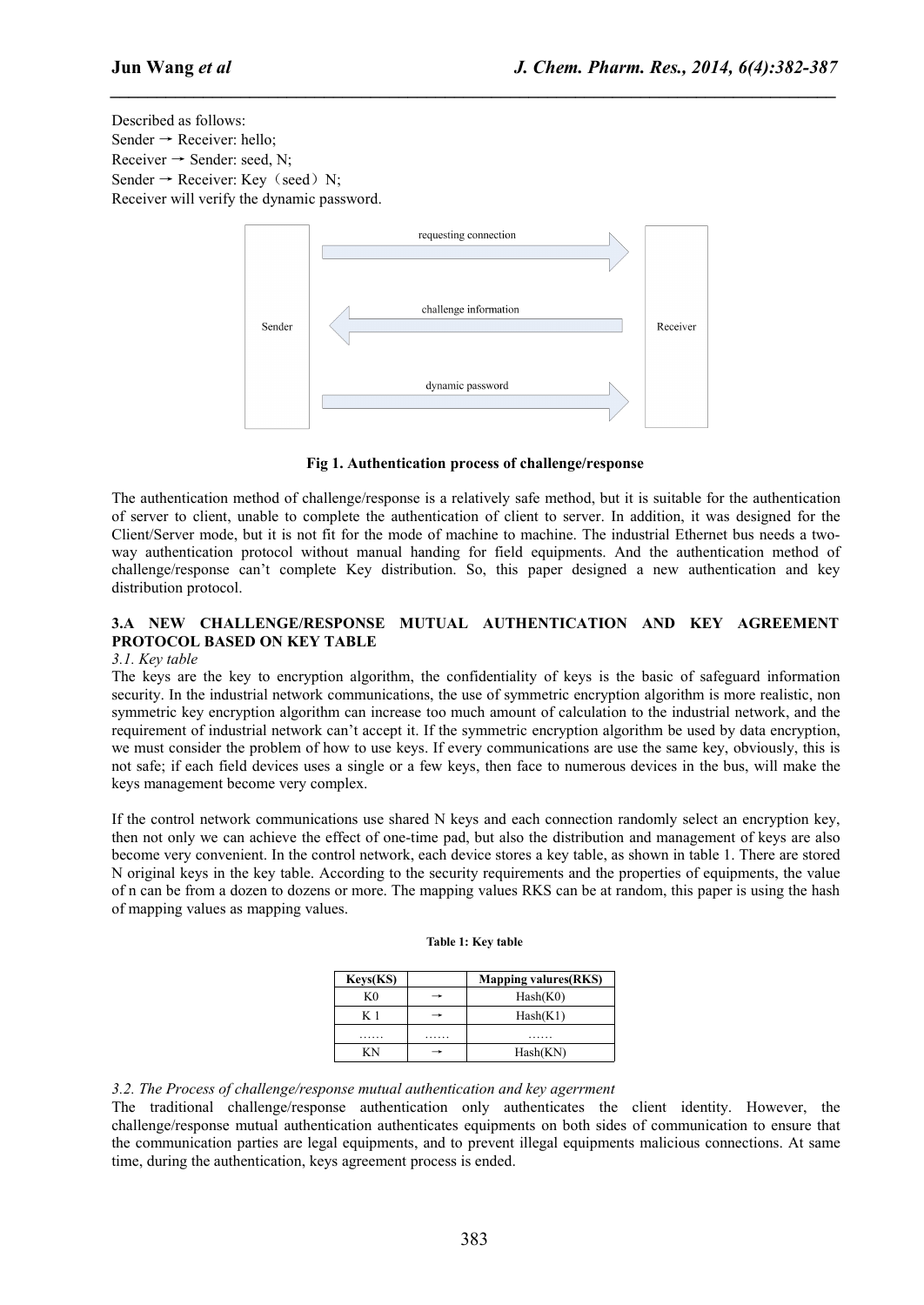Described as follows:
Sender → Receiver: hello;
Receiver → Sender: seed, N;
Sender → Receiver: Key（seed）N;
Receiver will verify the dynamic password.

**Fig 1. Authentication process of challenge/response**

The authentication method of challenge/response is a relatively safe method, but it is suitable for the authentication of server to client, unable to complete the authentication of client to server. In addition, it was designed for the Client/Server mode, but it is not fit for the mode of machine to machine. The industrial Ethernet bus needs a two-way authentication protocol without manual handing for field equipments. And the authentication method of challenge/response can't complete Key distribution. So, this paper designed a new authentication and key distribution protocol.

## 3.A NEW CHALLENGE/RESPONSE MUTUAL AUTHENTICATION AND KEY AGREEMENT PROTOCOL BASED ON KEY TABLE

### *3.1. Key table*

The keys are the key to encryption algorithm, the confidentiality of keys is the basic of safeguard information security. In the industrial network communications, the use of symmetric encryption algorithm is more realistic, non symmetric key encryption algorithm can increase too much amount of calculation to the industrial network, and the requirement of industrial network can't accept it. If the symmetric encryption algorithm be used by data encryption, we must consider the problem of how to use keys. If every communications are use the same key, obviously, this is not safe; if each field devices uses a single or a few keys, then face to numerous devices in the bus, will make the keys management become very complex.

If the control network communications use shared N keys and each connection randomly select an encryption key, then not only we can achieve the effect of one-time pad, but also the distribution and management of keys are also become very convenient. In the control network, each device stores a key table, as shown in table 1. There are stored N original keys in the key table. According to the security requirements and the properties of equipments, the value of n can be from a dozen to dozens or more. The mapping values RKS can be at random, this paper is using the hash of mapping values as mapping values.

**Table 1: Key table**

| Keys(KS) | | Mapping values(RKS) |
|---|---|---|
| K0 | → | Hash(K0) |
| K 1 | → | Hash(K1) |
| …… | …… | …… |
| KN | → | Hash(KN) |

### *3.2. The Process of challenge/response mutual authentication and key agerrment*

The traditional challenge/response authentication only authenticates the client identity. However, the challenge/response mutual authentication authenticates equipments on both sides of communication to ensure that the communication parties are legal equipments, and to prevent illegal equipments malicious connections. At same time, during the authentication, keys agreement process is ended.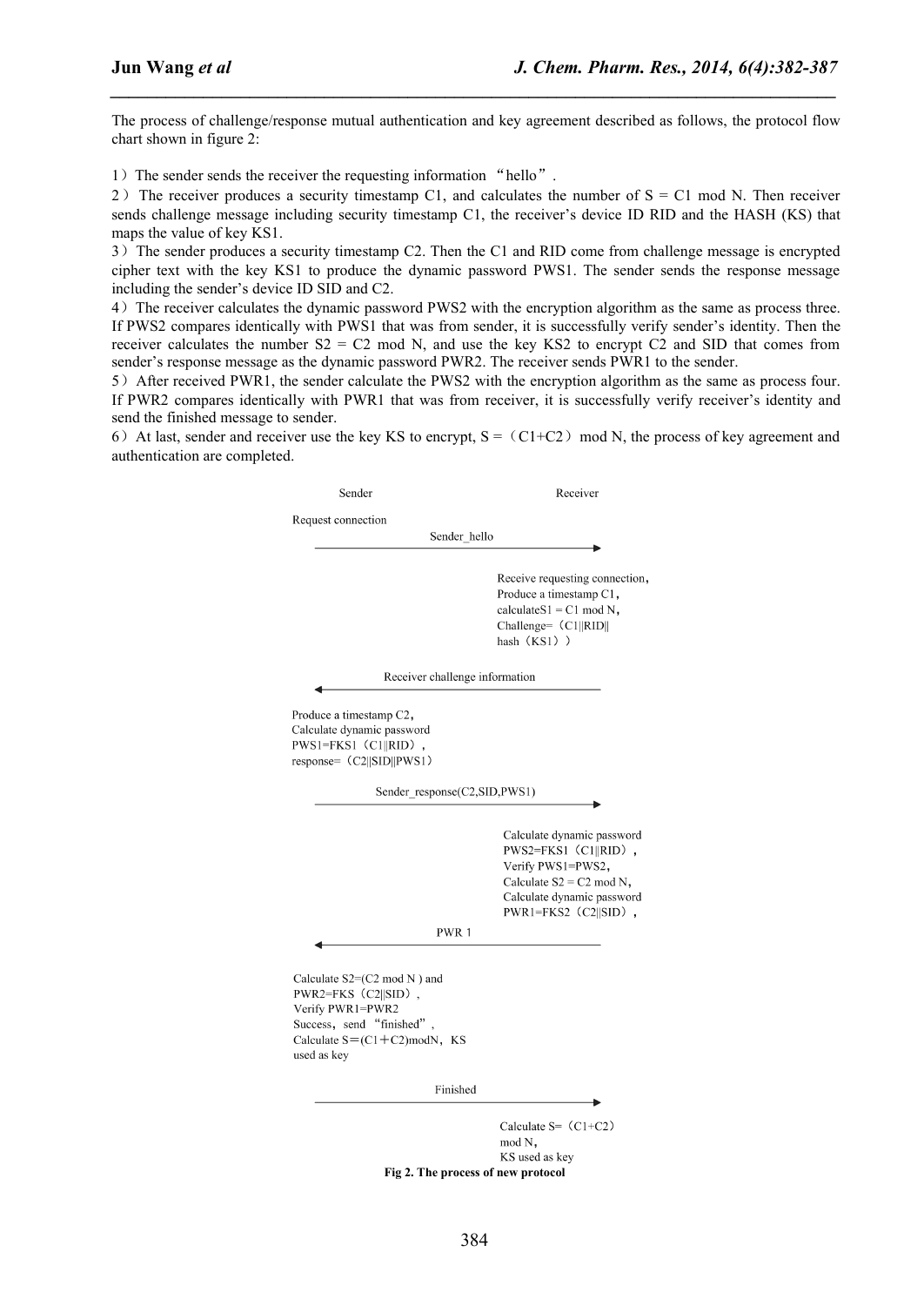The process of challenge/response mutual authentication and key agreement described as follows, the protocol flow chart shown in figure 2:

1）The sender sends the receiver the requesting information "hello".

2）The receiver produces a security timestamp C1, and calculates the number of S = C1 mod N. Then receiver sends challenge message including security timestamp C1, the receiver's device ID RID and the HASH (KS) that maps the value of key KS1.

3）The sender produces a security timestamp C2. Then the C1 and RID come from challenge message is encrypted cipher text with the key KS1 to produce the dynamic password PWS1. The sender sends the response message including the sender's device ID SID and C2.

4）The receiver calculates the dynamic password PWS2 with the encryption algorithm as the same as process three. If PWS2 compares identically with PWS1 that was from sender, it is successfully verify sender's identity. Then the receiver calculates the number S2 = C2 mod N, and use the key KS2 to encrypt C2 and SID that comes from sender's response message as the dynamic password PWR2. The receiver sends PWR1 to the sender.

5）After received PWR1, the sender calculate the PWS2 with the encryption algorithm as the same as process four. If PWR2 compares identically with PWR1 that was from receiver, it is successfully verify receiver's identity and send the finished message to sender.

6）At last, sender and receiver use the key KS to encrypt, S =（C1+C2）mod N, the process of key agreement and authentication are completed.

| Sender | | Receiver |
|---|---|---|
| Request connection | Sender_hello → | |
| | | Receive requesting connection，Produce a timestamp C1，calculateS1 = C1 mod N，Challenge=（C1‖RID‖hash（KS1）） |
| | ← Receiver challenge information | |
| Produce a timestamp C2，Calculate dynamic password PWS1=FKS1（C1‖RID），response=（C2‖SID‖PWS1） | | |
| | Sender_response(C2,SID,PWS1) → | |
| | | Calculate dynamic password PWS2=FKS1（C1‖RID），Verify PWS1=PWS2，Calculate S2 = C2 mod N，Calculate dynamic password PWR1=FKS2（C2‖SID）， |
| | ← PWR 1 | |
| Calculate S2=(C2 mod N ) and PWR2=FKS（C2‖SID），Verify PWR1=PWR2 Success，send "finished"，Calculate S＝(C1＋C2)modN，KS used as key | | |
| | Finished → | |
| | | Calculate S=（C1+C2）mod N，KS used as key |

**Fig 2. The process of new protocol**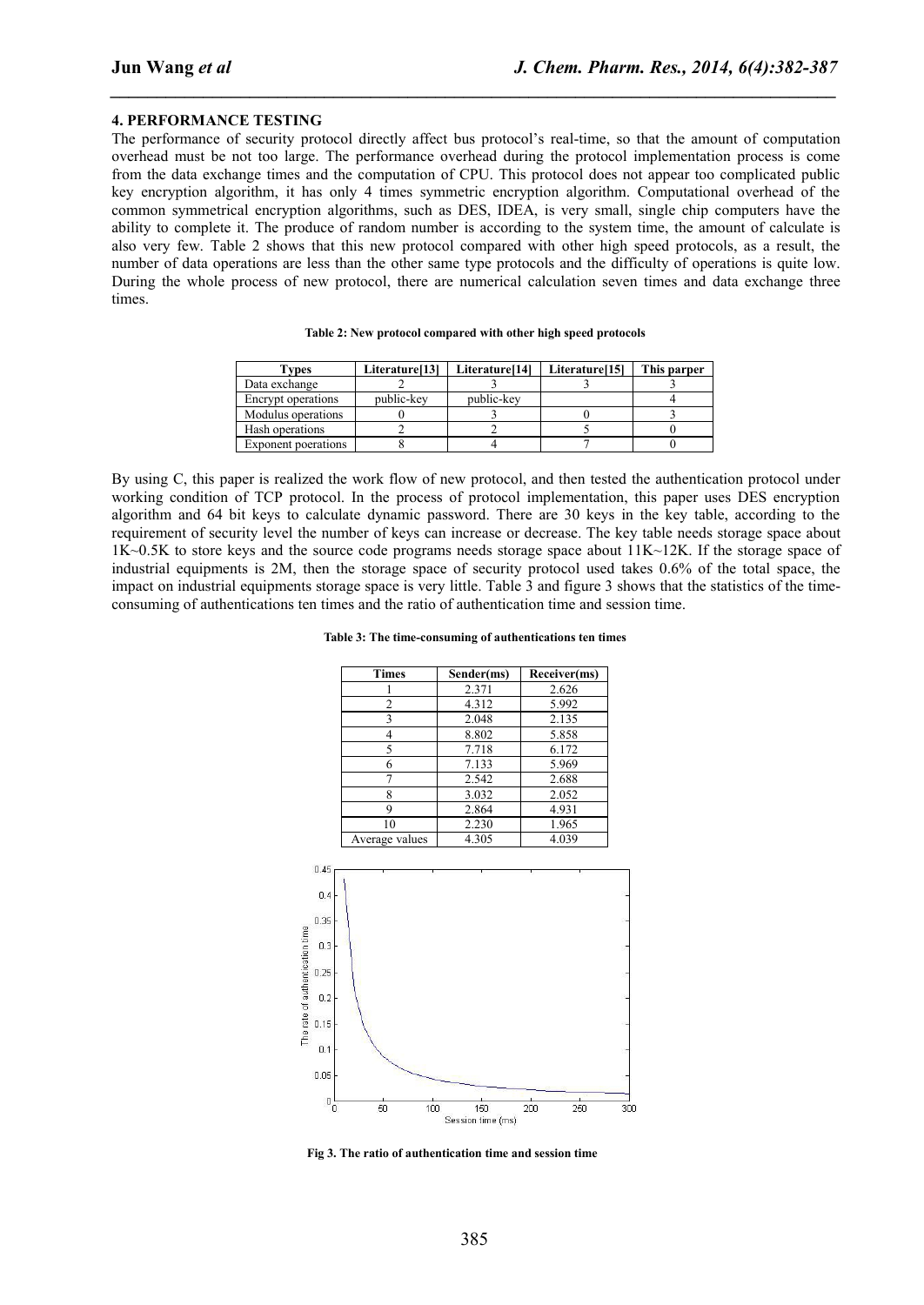### 4. PERFORMANCE TESTING

The performance of security protocol directly affect bus protocol's real-time, so that the amount of computation overhead must be not too large. The performance overhead during the protocol implementation process is come from the data exchange times and the computation of CPU. This protocol does not appear too complicated public key encryption algorithm, it has only 4 times symmetric encryption algorithm. Computational overhead of the common symmetrical encryption algorithms, such as DES, IDEA, is very small, single chip computers have the ability to complete it. The produce of random number is according to the system time, the amount of calculate is also very few. Table 2 shows that this new protocol compared with other high speed protocols, as a result, the number of data operations are less than the other same type protocols and the difficulty of operations is quite low. During the whole process of new protocol, there are numerical calculation seven times and data exchange three times.

**Table 2: New protocol compared with other high speed protocols**

| Types | Literature[13] | Literature[14] | Literature[15] | This parper |
|---|---|---|---|---|
| Data exchange | 2 | 3 | 3 | 3 |
| Encrypt operations | public-key | public-key | | 4 |
| Modulus operations | 0 | 3 | 0 | 3 |
| Hash operations | 2 | 2 | 5 | 0 |
| Exponent poerations | 8 | 4 | 7 | 0 |

By using C, this paper is realized the work flow of new protocol, and then tested the authentication protocol under working condition of TCP protocol. In the process of protocol implementation, this paper uses DES encryption algorithm and 64 bit keys to calculate dynamic password. There are 30 keys in the key table, according to the requirement of security level the number of keys can increase or decrease. The key table needs storage space about 1K~0.5K to store keys and the source code programs needs storage space about 11K~12K. If the storage space of industrial equipments is 2M, then the storage space of security protocol used takes 0.6% of the total space, the impact on industrial equipments storage space is very little. Table 3 and figure 3 shows that the statistics of the time-consuming of authentications ten times and the ratio of authentication time and session time.

**Table 3: The time-consuming of authentications ten times**

| Times | Sender(ms) | Receiver(ms) |
|---|---|---|
| 1 | 2.371 | 2.626 |
| 2 | 4.312 | 5.992 |
| 3 | 2.048 | 2.135 |
| 4 | 8.802 | 5.858 |
| 5 | 7.718 | 6.172 |
| 6 | 7.133 | 5.969 |
| 7 | 2.542 | 2.688 |
| 8 | 3.032 | 2.052 |
| 9 | 2.864 | 4.931 |
| 10 | 2.230 | 1.965 |
| Average values | 4.305 | 4.039 |

**Fig 3. The ratio of authentication time and session time**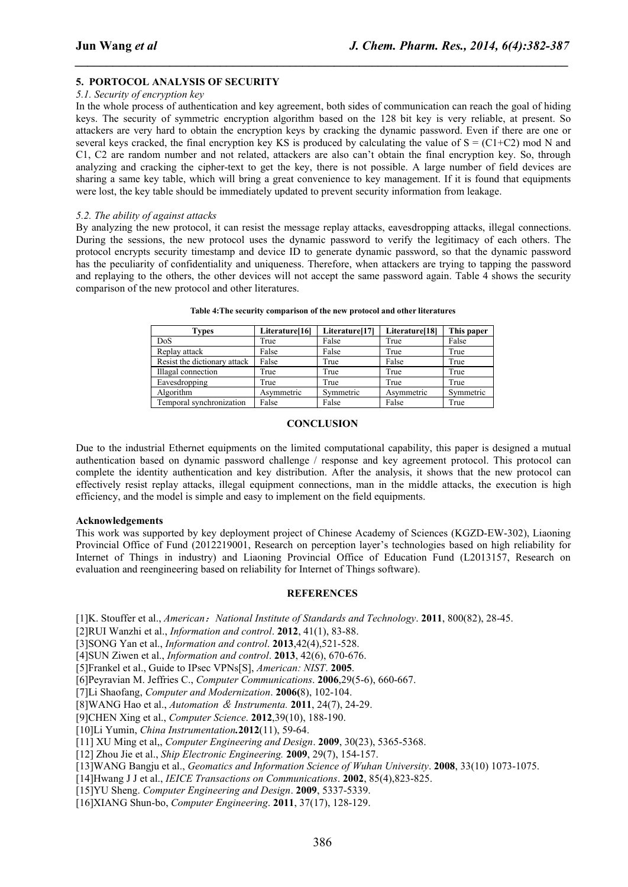## 5. PORTOCOL ANALYSIS OF SECURITY

### *5.1. Security of encryption key*

In the whole process of authentication and key agreement, both sides of communication can reach the goal of hiding keys. The security of symmetric encryption algorithm based on the 128 bit key is very reliable, at present. So attackers are very hard to obtain the encryption keys by cracking the dynamic password. Even if there are one or several keys cracked, the final encryption key KS is produced by calculating the value of $S = (C1+C2) \bmod N$ and C1, C2 are random number and not related, attackers are also can't obtain the final encryption key. So, through analyzing and cracking the cipher-text to get the key, there is not possible. A large number of field devices are sharing a same key table, which will bring a great convenience to key management. If it is found that equipments were lost, the key table should be immediately updated to prevent security information from leakage.

### *5.2. The ability of against attacks*

By analyzing the new protocol, it can resist the message replay attacks, eavesdropping attacks, illegal connections. During the sessions, the new protocol uses the dynamic password to verify the legitimacy of each others. The protocol encrypts security timestamp and device ID to generate dynamic password, so that the dynamic password has the peculiarity of confidentiality and uniqueness. Therefore, when attackers are trying to tapping the password and replaying to the others, the other devices will not accept the same password again. Table 4 shows the security comparison of the new protocol and other literatures.

**Table 4:The security comparison of the new protocol and other literatures**

| Types | Literature[16] | Literature[17] | Literature[18] | This paper |
|---|---|---|---|---|
| DoS | True | False | True | False |
| Replay attack | False | False | True | True |
| Resist the dictionary attack | False | True | False | True |
| Illagal connection | True | True | True | True |
| Eavesdropping | True | True | True | True |
| Algorithm | Asymmetric | Symmetric | Asymmetric | Symmetric |
| Temporal synchronization | False | False | False | True |

## CONCLUSION

Due to the industrial Ethernet equipments on the limited computational capability, this paper is designed a mutual authentication based on dynamic password challenge / response and key agreement protocol. This protocol can complete the identity authentication and key distribution. After the analysis, it shows that the new protocol can effectively resist replay attacks, illegal equipment connections, man in the middle attacks, the execution is high efficiency, and the model is simple and easy to implement on the field equipments.

### Acknowledgements

This work was supported by key deployment project of Chinese Academy of Sciences (KGZD-EW-302), Liaoning Provincial Office of Fund (2012219001, Research on perception layer's technologies based on high reliability for Internet of Things in industry) and Liaoning Provincial Office of Education Fund (L2013157, Research on evaluation and reengineering based on reliability for Internet of Things software).

## REFERENCES

[1]K. Stouffer et al., *American：National Institute of Standards and Technology*. **2011**, 800(82), 28-45.
[2]RUI Wanzhi et al., *Information and control*. **2012**, 41(1), 83-88.
[3]SONG Yan et al., *Information and control*. **2013**,42(4),521-528.
[4]SUN Ziwen et al., *Information and control*. **2013**, 42(6), 670-676.
[5]Frankel et al., Guide to IPsec VPNs[S], *American: NIST*. **2005**.
[6]Peyravian M. Jeffries C., *Computer Communications*. **2006**,29(5-6), 660-667.
[7]Li Shaofang, *Computer and Modernization*. **2006(**8), 102-104.
[8]WANG Hao et al., *Automation ＆ Instrumenta.* **2011**, 24(7), 24-29.
[9]CHEN Xing et al., *Computer Science*. **2012**,39(10), 188-190.
[10]Li Yumin, *China Instrumentation***.2012**(11), 59-64.
[11] XU Ming et al,, *Computer Engineering and Design*. **2009**, 30(23), 5365-5368.
[12] Zhou Jie et al., *Ship Electronic Engineering.* **2009**, 29(7), 154-157.
[13]WANG Bangju et al., *Geomatics and Information Science of Wuhan University*. **2008**, 33(10) 1073-1075.
[14]Hwang J J et al., *IEICE Transactions on Communications*. **2002**, 85(4),823-825.
[15]YU Sheng. *Computer Engineering and Design*. **2009**, 5337-5339.
[16]XIANG Shun-bo, *Computer Engineering*. **2011**, 37(17), 128-129.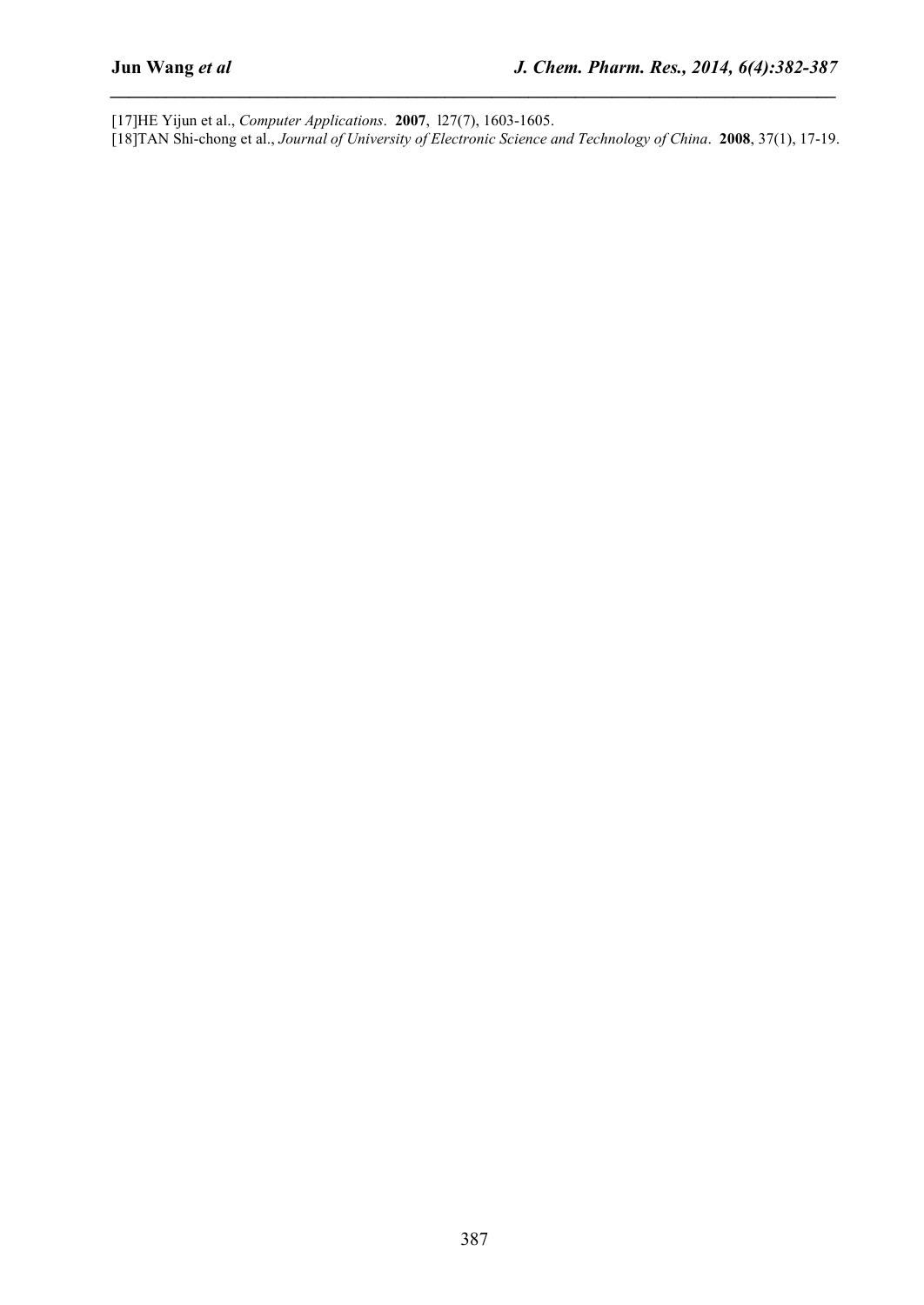[17]HE Yijun et al., *Computer Applications*. **2007**, l27(7), 1603-1605.

[18]TAN Shi-chong et al., *Journal of University of Electronic Science and Technology of China*. **2008**, 37(1), 17-19.